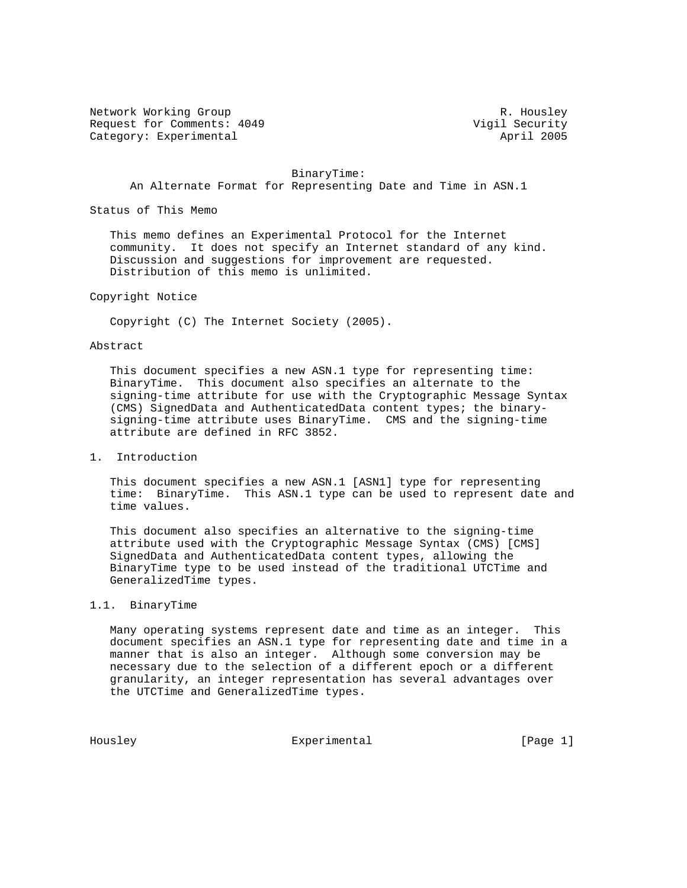Network Working Group R. Housley
Request for Comments: 4049 Vigil Security
Category: Experimental April 2005

# BinaryTime: An Alternate Format for Representing Date and Time in ASN.1

## Status of This Memo

This memo defines an Experimental Protocol for the Internet community. It does not specify an Internet standard of any kind. Discussion and suggestions for improvement are requested. Distribution of this memo is unlimited.

## Copyright Notice

Copyright (C) The Internet Society (2005).

## Abstract

This document specifies a new ASN.1 type for representing time: BinaryTime. This document also specifies an alternate to the signing-time attribute for use with the Cryptographic Message Syntax (CMS) SignedData and AuthenticatedData content types; the binary-signing-time attribute uses BinaryTime. CMS and the signing-time attribute are defined in RFC 3852.

## 1. Introduction

This document specifies a new ASN.1 [ASN1] type for representing time: BinaryTime. This ASN.1 type can be used to represent date and time values.

This document also specifies an alternative to the signing-time attribute used with the Cryptographic Message Syntax (CMS) [CMS] SignedData and AuthenticatedData content types, allowing the BinaryTime type to be used instead of the traditional UTCTime and GeneralizedTime types.

### 1.1. BinaryTime

Many operating systems represent date and time as an integer. This document specifies an ASN.1 type for representing date and time in a manner that is also an integer. Although some conversion may be necessary due to the selection of a different epoch or a different granularity, an integer representation has several advantages over the UTCTime and GeneralizedTime types.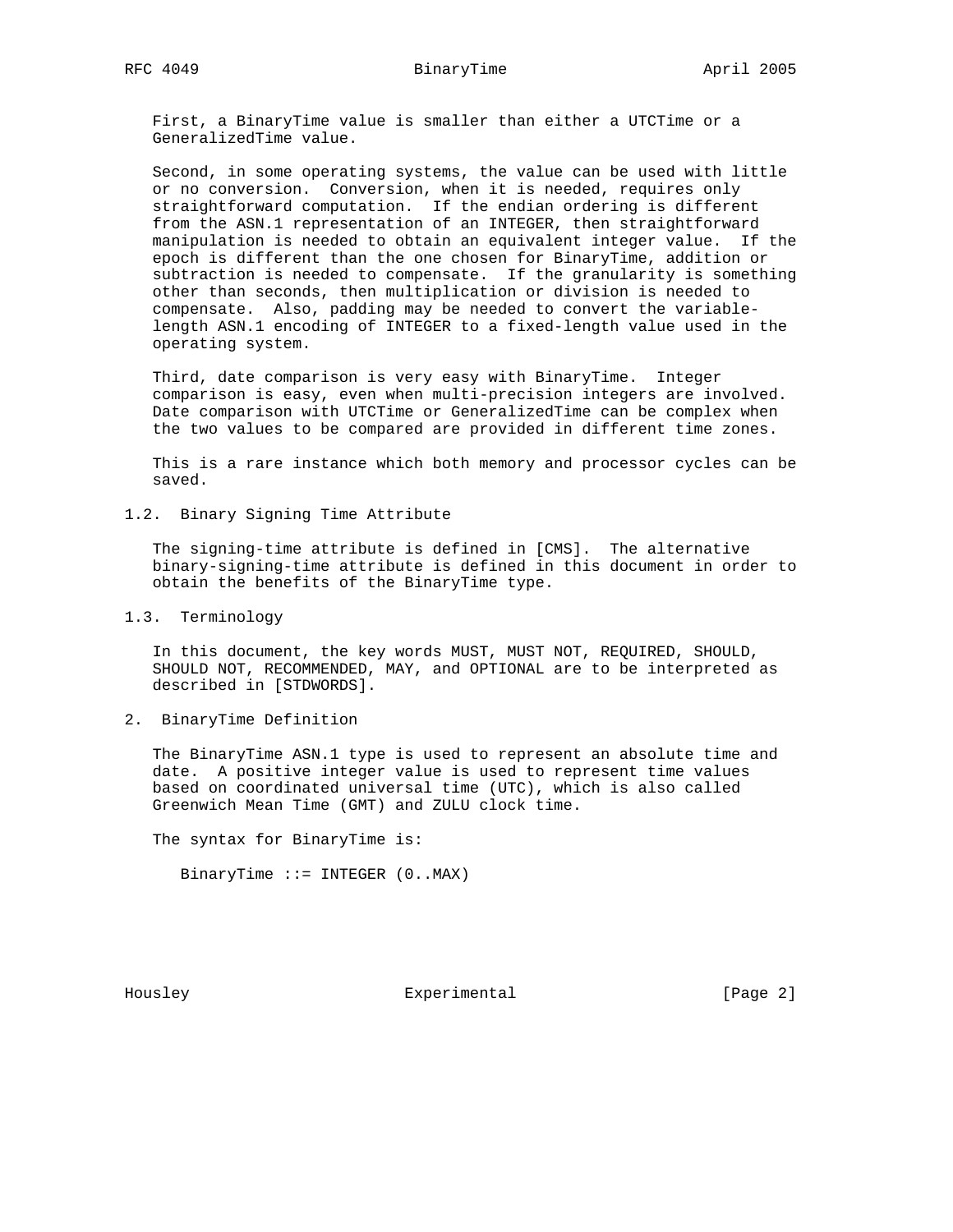First, a BinaryTime value is smaller than either a UTCTime or a GeneralizedTime value.

Second, in some operating systems, the value can be used with little or no conversion. Conversion, when it is needed, requires only straightforward computation. If the endian ordering is different from the ASN.1 representation of an INTEGER, then straightforward manipulation is needed to obtain an equivalent integer value. If the epoch is different than the one chosen for BinaryTime, addition or subtraction is needed to compensate. If the granularity is something other than seconds, then multiplication or division is needed to compensate. Also, padding may be needed to convert the variable-length ASN.1 encoding of INTEGER to a fixed-length value used in the operating system.

Third, date comparison is very easy with BinaryTime. Integer comparison is easy, even when multi-precision integers are involved. Date comparison with UTCTime or GeneralizedTime can be complex when the two values to be compared are provided in different time zones.

This is a rare instance which both memory and processor cycles can be saved.

### 1.2. Binary Signing Time Attribute

The signing-time attribute is defined in [CMS]. The alternative binary-signing-time attribute is defined in this document in order to obtain the benefits of the BinaryTime type.

### 1.3. Terminology

In this document, the key words MUST, MUST NOT, REQUIRED, SHOULD, SHOULD NOT, RECOMMENDED, MAY, and OPTIONAL are to be interpreted as described in [STDWORDS].

## 2. BinaryTime Definition

The BinaryTime ASN.1 type is used to represent an absolute time and date. A positive integer value is used to represent time values based on coordinated universal time (UTC), which is also called Greenwich Mean Time (GMT) and ZULU clock time.

The syntax for BinaryTime is:

```
BinaryTime ::= INTEGER (0..MAX)
```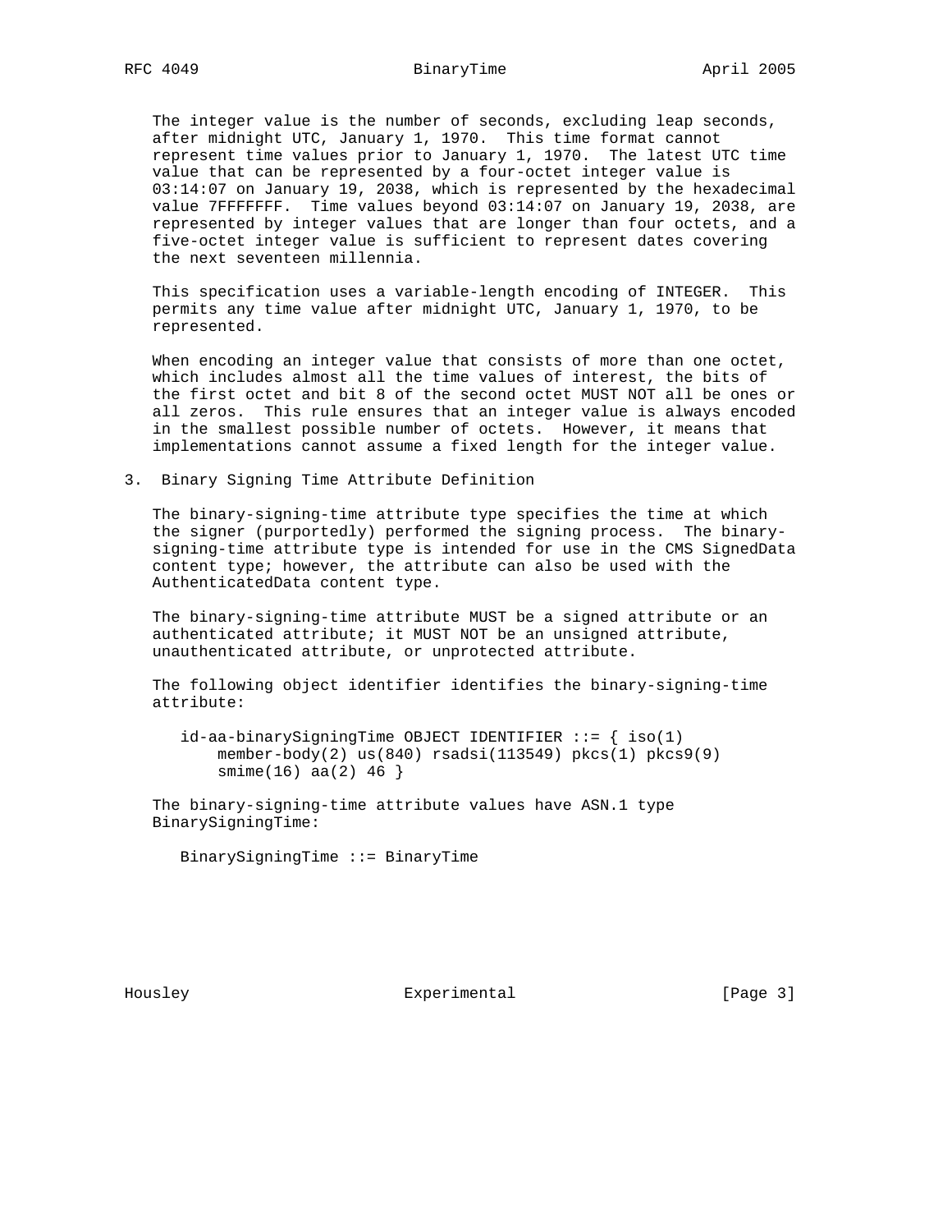The integer value is the number of seconds, excluding leap seconds, after midnight UTC, January 1, 1970. This time format cannot represent time values prior to January 1, 1970. The latest UTC time value that can be represented by a four-octet integer value is 03:14:07 on January 19, 2038, which is represented by the hexadecimal value 7FFFFFFF. Time values beyond 03:14:07 on January 19, 2038, are represented by integer values that are longer than four octets, and a five-octet integer value is sufficient to represent dates covering the next seventeen millennia.

This specification uses a variable-length encoding of INTEGER. This permits any time value after midnight UTC, January 1, 1970, to be represented.

When encoding an integer value that consists of more than one octet, which includes almost all the time values of interest, the bits of the first octet and bit 8 of the second octet MUST NOT all be ones or all zeros. This rule ensures that an integer value is always encoded in the smallest possible number of octets. However, it means that implementations cannot assume a fixed length for the integer value.

## 3. Binary Signing Time Attribute Definition

The binary-signing-time attribute type specifies the time at which the signer (purportedly) performed the signing process. The binary-signing-time attribute type is intended for use in the CMS SignedData content type; however, the attribute can also be used with the AuthenticatedData content type.

The binary-signing-time attribute MUST be a signed attribute or an authenticated attribute; it MUST NOT be an unsigned attribute, unauthenticated attribute, or unprotected attribute.

The following object identifier identifies the binary-signing-time attribute:

```
id-aa-binarySigningTime OBJECT IDENTIFIER ::= { iso(1)
    member-body(2) us(840) rsadsi(113549) pkcs(1) pkcs9(9)
    smime(16) aa(2) 46 }
```

The binary-signing-time attribute values have ASN.1 type BinarySigningTime:

```
BinarySigningTime ::= BinaryTime
```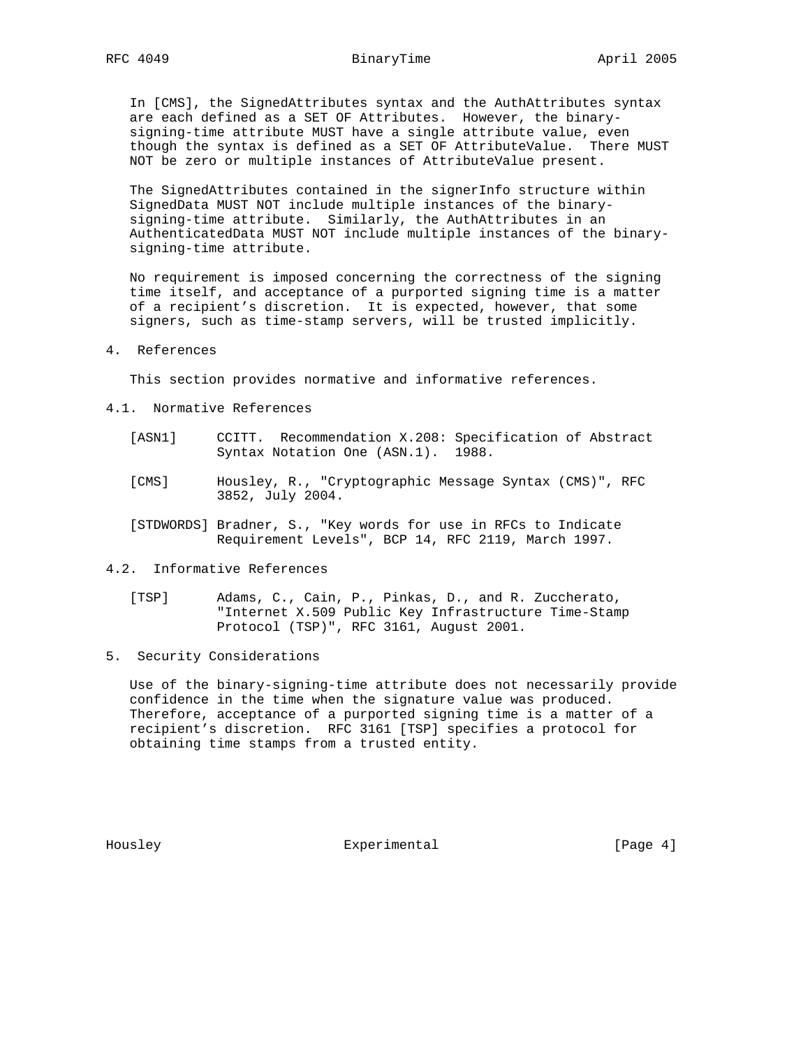In [CMS], the SignedAttributes syntax and the AuthAttributes syntax are each defined as a SET OF Attributes. However, the binary-signing-time attribute MUST have a single attribute value, even though the syntax is defined as a SET OF AttributeValue. There MUST NOT be zero or multiple instances of AttributeValue present.

The SignedAttributes contained in the signerInfo structure within SignedData MUST NOT include multiple instances of the binary-signing-time attribute. Similarly, the AuthAttributes in an AuthenticatedData MUST NOT include multiple instances of the binary-signing-time attribute.

No requirement is imposed concerning the correctness of the signing time itself, and acceptance of a purported signing time is a matter of a recipient's discretion. It is expected, however, that some signers, such as time-stamp servers, will be trusted implicitly.

## 4. References

This section provides normative and informative references.

### 4.1. Normative References

[ASN1] CCITT. Recommendation X.208: Specification of Abstract Syntax Notation One (ASN.1). 1988.

[CMS] Housley, R., "Cryptographic Message Syntax (CMS)", RFC 3852, July 2004.

[STDWORDS] Bradner, S., "Key words for use in RFCs to Indicate Requirement Levels", BCP 14, RFC 2119, March 1997.

### 4.2. Informative References

[TSP] Adams, C., Cain, P., Pinkas, D., and R. Zuccherato, "Internet X.509 Public Key Infrastructure Time-Stamp Protocol (TSP)", RFC 3161, August 2001.

## 5. Security Considerations

Use of the binary-signing-time attribute does not necessarily provide confidence in the time when the signature value was produced. Therefore, acceptance of a purported signing time is a matter of a recipient's discretion. RFC 3161 [TSP] specifies a protocol for obtaining time stamps from a trusted entity.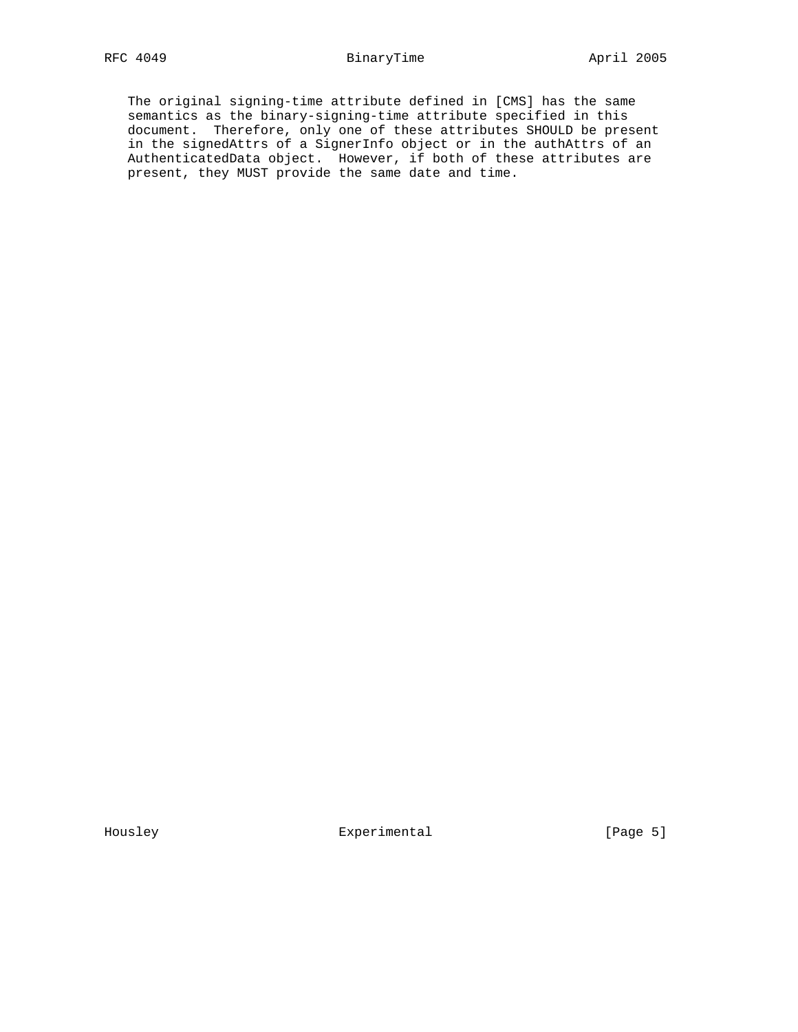The original signing-time attribute defined in [CMS] has the same semantics as the binary-signing-time attribute specified in this document. Therefore, only one of these attributes SHOULD be present in the signedAttrs of a SignerInfo object or in the authAttrs of an AuthenticatedData object. However, if both of these attributes are present, they MUST provide the same date and time.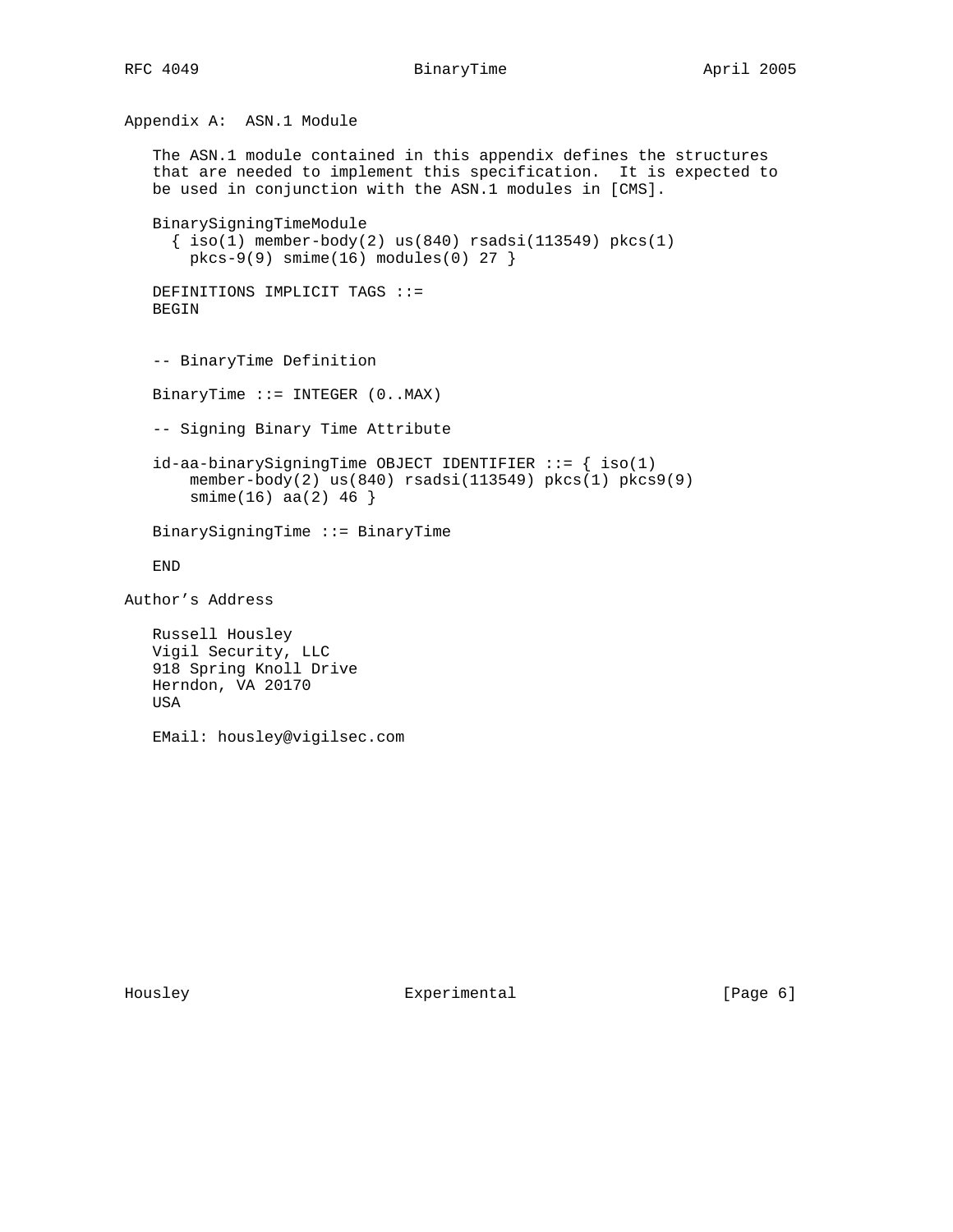## Appendix A:  ASN.1 Module

The ASN.1 module contained in this appendix defines the structures that are needed to implement this specification.  It is expected to be used in conjunction with the ASN.1 modules in [CMS].

```
BinarySigningTimeModule
  { iso(1) member-body(2) us(840) rsadsi(113549) pkcs(1)
    pkcs-9(9) smime(16) modules(0) 27 }

DEFINITIONS IMPLICIT TAGS ::=
BEGIN


-- BinaryTime Definition

BinaryTime ::= INTEGER (0..MAX)

-- Signing Binary Time Attribute

id-aa-binarySigningTime OBJECT IDENTIFIER ::= { iso(1)
    member-body(2) us(840) rsadsi(113549) pkcs(1) pkcs9(9)
    smime(16) aa(2) 46 }

BinarySigningTime ::= BinaryTime

END
```

## Author's Address

Russell Housley
Vigil Security, LLC
918 Spring Knoll Drive
Herndon, VA 20170
USA

EMail: housley@vigilsec.com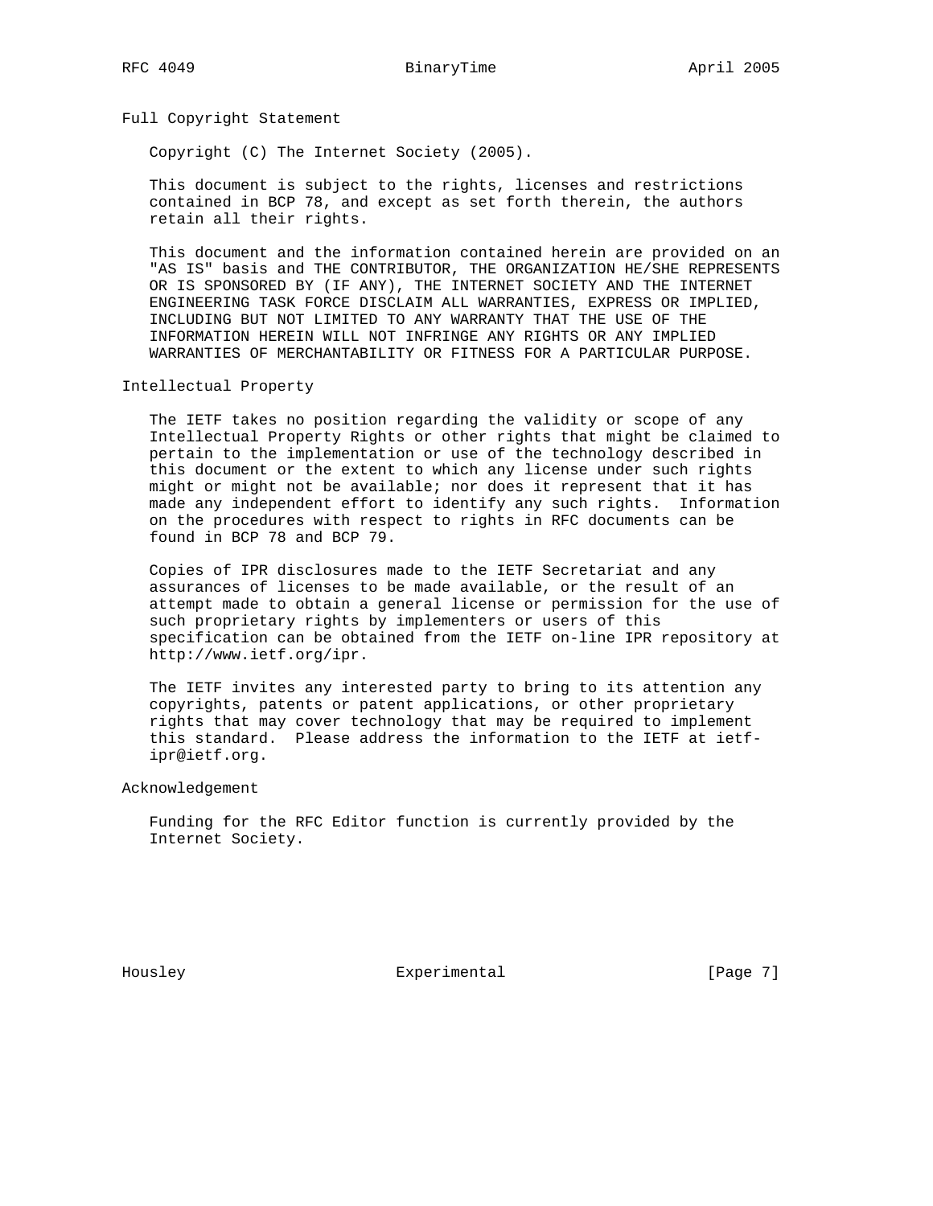## Full Copyright Statement

Copyright (C) The Internet Society (2005).

This document is subject to the rights, licenses and restrictions contained in BCP 78, and except as set forth therein, the authors retain all their rights.

This document and the information contained herein are provided on an "AS IS" basis and THE CONTRIBUTOR, THE ORGANIZATION HE/SHE REPRESENTS OR IS SPONSORED BY (IF ANY), THE INTERNET SOCIETY AND THE INTERNET ENGINEERING TASK FORCE DISCLAIM ALL WARRANTIES, EXPRESS OR IMPLIED, INCLUDING BUT NOT LIMITED TO ANY WARRANTY THAT THE USE OF THE INFORMATION HEREIN WILL NOT INFRINGE ANY RIGHTS OR ANY IMPLIED WARRANTIES OF MERCHANTABILITY OR FITNESS FOR A PARTICULAR PURPOSE.

## Intellectual Property

The IETF takes no position regarding the validity or scope of any Intellectual Property Rights or other rights that might be claimed to pertain to the implementation or use of the technology described in this document or the extent to which any license under such rights might or might not be available; nor does it represent that it has made any independent effort to identify any such rights. Information on the procedures with respect to rights in RFC documents can be found in BCP 78 and BCP 79.

Copies of IPR disclosures made to the IETF Secretariat and any assurances of licenses to be made available, or the result of an attempt made to obtain a general license or permission for the use of such proprietary rights by implementers or users of this specification can be obtained from the IETF on-line IPR repository at http://www.ietf.org/ipr.

The IETF invites any interested party to bring to its attention any copyrights, patents or patent applications, or other proprietary rights that may cover technology that may be required to implement this standard. Please address the information to the IETF at ietf-ipr@ietf.org.

## Acknowledgement

Funding for the RFC Editor function is currently provided by the Internet Society.